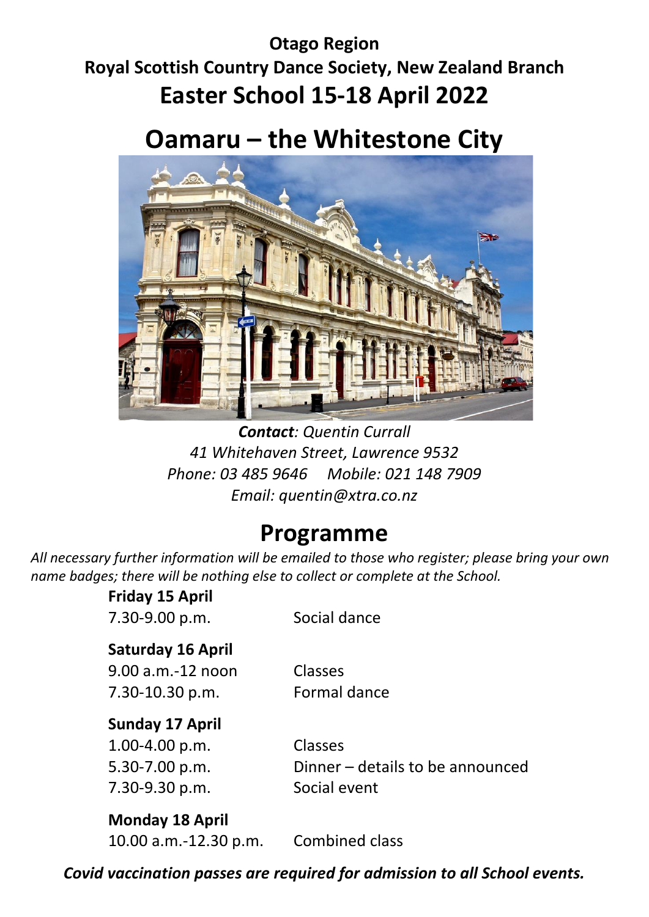**Otago Region**

**Royal Scottish Country Dance Society, New Zealand Branch**

# Easter School 15-18 April 2022

# Oamaru – the Whitestone City

***Contact**: Quentin Currall*
*41 Whitehaven Street, Lawrence 9532*
*Phone: 03 485 9646     Mobile: 021 148 7909*
*Email: quentin@xtra.co.nz*

## Programme

*All necessary further information will be emailed to those who register; please bring your own name badges; there will be nothing else to collect or complete at the School.*

**Friday 15 April**

| | |
|---|---|
| 7.30-9.00 p.m. | Social dance |

**Saturday 16 April**

| | |
|---|---|
| 9.00 a.m.-12 noon | Classes |
| 7.30-10.30 p.m. | Formal dance |

**Sunday 17 April**

| | |
|---|---|
| 1.00-4.00 p.m. | Classes |
| 5.30-7.00 p.m. | Dinner – details to be announced |
| 7.30-9.30 p.m. | Social event |

**Monday 18 April**

| | |
|---|---|
| 10.00 a.m.-12.30 p.m. | Combined class |

***Covid vaccination passes are required for admission to all School events.***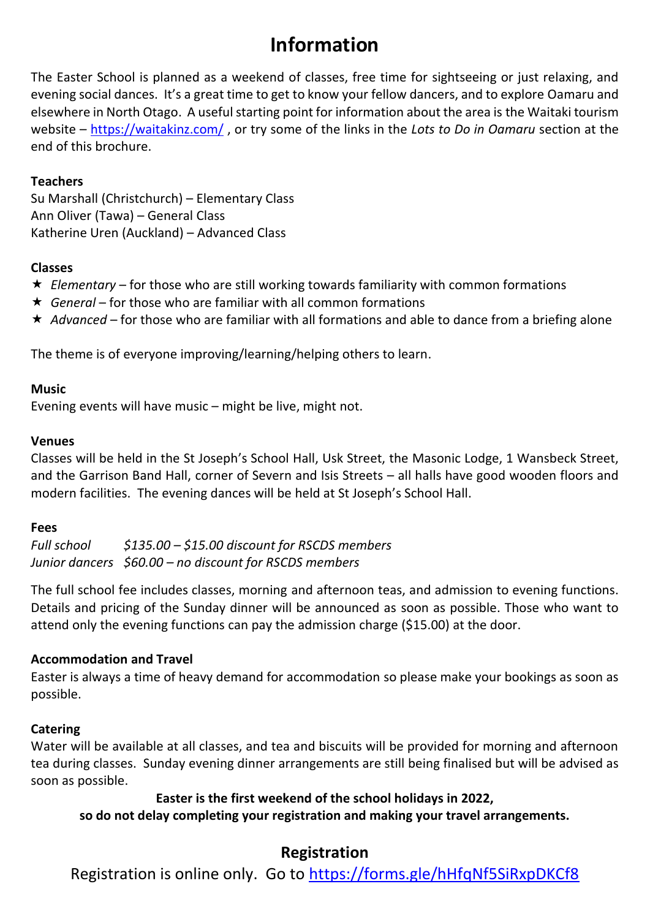# Information

The Easter School is planned as a weekend of classes, free time for sightseeing or just relaxing, and evening social dances. It's a great time to get to know your fellow dancers, and to explore Oamaru and elsewhere in North Otago. A useful starting point for information about the area is the Waitaki tourism website – [https://waitakinz.com/](https://waitakinz.com/) , or try some of the links in the *Lots to Do in Oamaru* section at the end of this brochure.

**Teachers**

Su Marshall (Christchurch) – Elementary Class
Ann Oliver (Tawa) – General Class
Katherine Uren (Auckland) – Advanced Class

**Classes**

- ★ *Elementary* – for those who are still working towards familiarity with common formations
- ★ *General* – for those who are familiar with all common formations
- ★ *Advanced* – for those who are familiar with all formations and able to dance from a briefing alone

The theme is of everyone improving/learning/helping others to learn.

**Music**

Evening events will have music – might be live, might not.

**Venues**

Classes will be held in the St Joseph's School Hall, Usk Street, the Masonic Lodge, 1 Wansbeck Street, and the Garrison Band Hall, corner of Severn and Isis Streets – all halls have good wooden floors and modern facilities. The evening dances will be held at St Joseph's School Hall.

**Fees**

*Full school* *$135.00 – $15.00 discount for RSCDS members*
*Junior dancers* *$60.00 – no discount for RSCDS members*

The full school fee includes classes, morning and afternoon teas, and admission to evening functions. Details and pricing of the Sunday dinner will be announced as soon as possible. Those who want to attend only the evening functions can pay the admission charge ($15.00) at the door.

**Accommodation and Travel**

Easter is always a time of heavy demand for accommodation so please make your bookings as soon as possible.

**Catering**

Water will be available at all classes, and tea and biscuits will be provided for morning and afternoon tea during classes. Sunday evening dinner arrangements are still being finalised but will be advised as soon as possible.

**Easter is the first weekend of the school holidays in 2022,**
**so do not delay completing your registration and making your travel arrangements.**

## Registration

Registration is online only. Go to [https://forms.gle/hHfqNf5SiRxpDKCf8](https://forms.gle/hHfqNf5SiRxpDKCf8)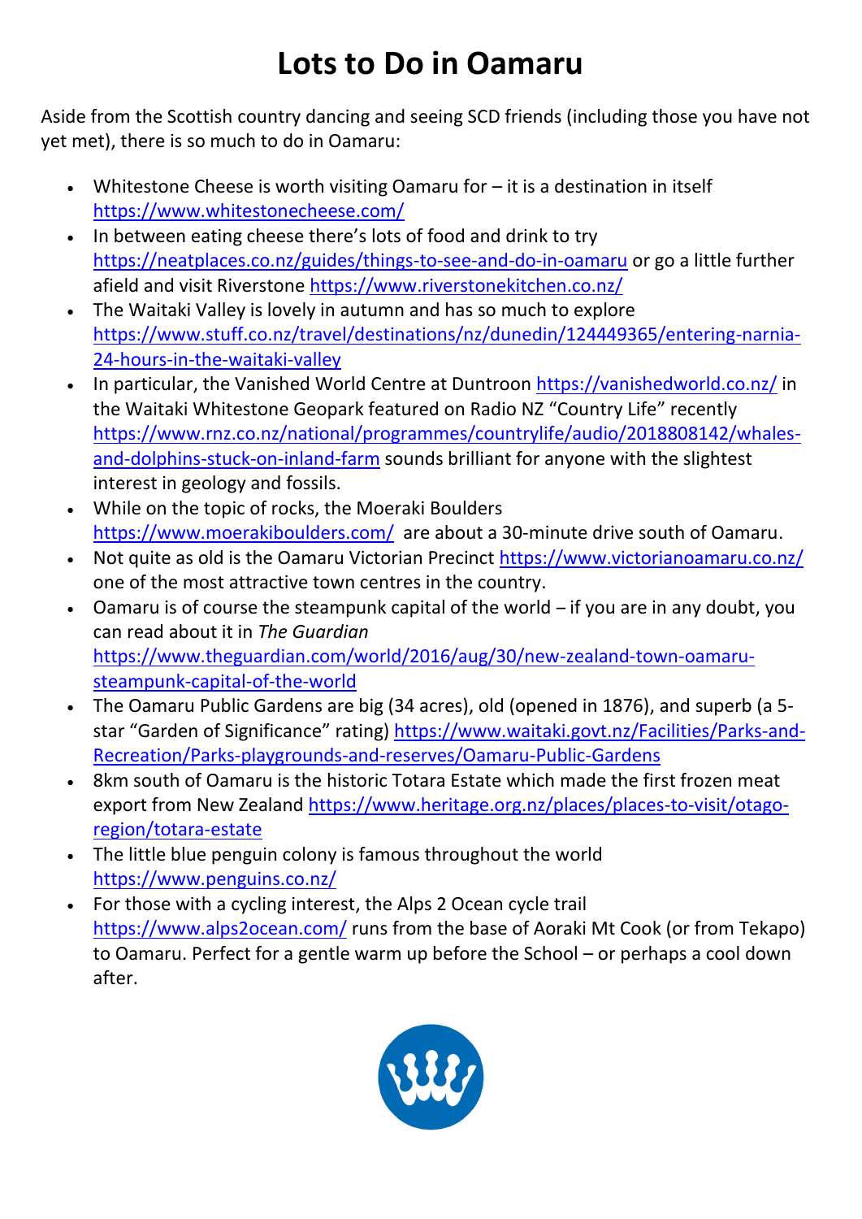# Lots to Do in Oamaru

Aside from the Scottish country dancing and seeing SCD friends (including those you have not yet met), there is so much to do in Oamaru:

- Whitestone Cheese is worth visiting Oamaru for – it is a destination in itself https://www.whitestonecheese.com/
- In between eating cheese there's lots of food and drink to try https://neatplaces.co.nz/guides/things-to-see-and-do-in-oamaru or go a little further afield and visit Riverstone https://www.riverstonekitchen.co.nz/
- The Waitaki Valley is lovely in autumn and has so much to explore https://www.stuff.co.nz/travel/destinations/nz/dunedin/124449365/entering-narnia-24-hours-in-the-waitaki-valley
- In particular, the Vanished World Centre at Duntroon https://vanishedworld.co.nz/ in the Waitaki Whitestone Geopark featured on Radio NZ "Country Life" recently https://www.rnz.co.nz/national/programmes/countrylife/audio/2018808142/whales-and-dolphins-stuck-on-inland-farm sounds brilliant for anyone with the slightest interest in geology and fossils.
- While on the topic of rocks, the Moeraki Boulders https://www.moerakiboulders.com/ are about a 30-minute drive south of Oamaru.
- Not quite as old is the Oamaru Victorian Precinct https://www.victorianoamaru.co.nz/ one of the most attractive town centres in the country.
- Oamaru is of course the steampunk capital of the world – if you are in any doubt, you can read about it in *The Guardian* https://www.theguardian.com/world/2016/aug/30/new-zealand-town-oamaru-steampunk-capital-of-the-world
- The Oamaru Public Gardens are big (34 acres), old (opened in 1876), and superb (a 5-star "Garden of Significance" rating) https://www.waitaki.govt.nz/Facilities/Parks-and-Recreation/Parks-playgrounds-and-reserves/Oamaru-Public-Gardens
- 8km south of Oamaru is the historic Totara Estate which made the first frozen meat export from New Zealand https://www.heritage.org.nz/places/places-to-visit/otago-region/totara-estate
- The little blue penguin colony is famous throughout the world https://www.penguins.co.nz/
- For those with a cycling interest, the Alps 2 Ocean cycle trail https://www.alps2ocean.com/ runs from the base of Aoraki Mt Cook (or from Tekapo) to Oamaru. Perfect for a gentle warm up before the School – or perhaps a cool down after.